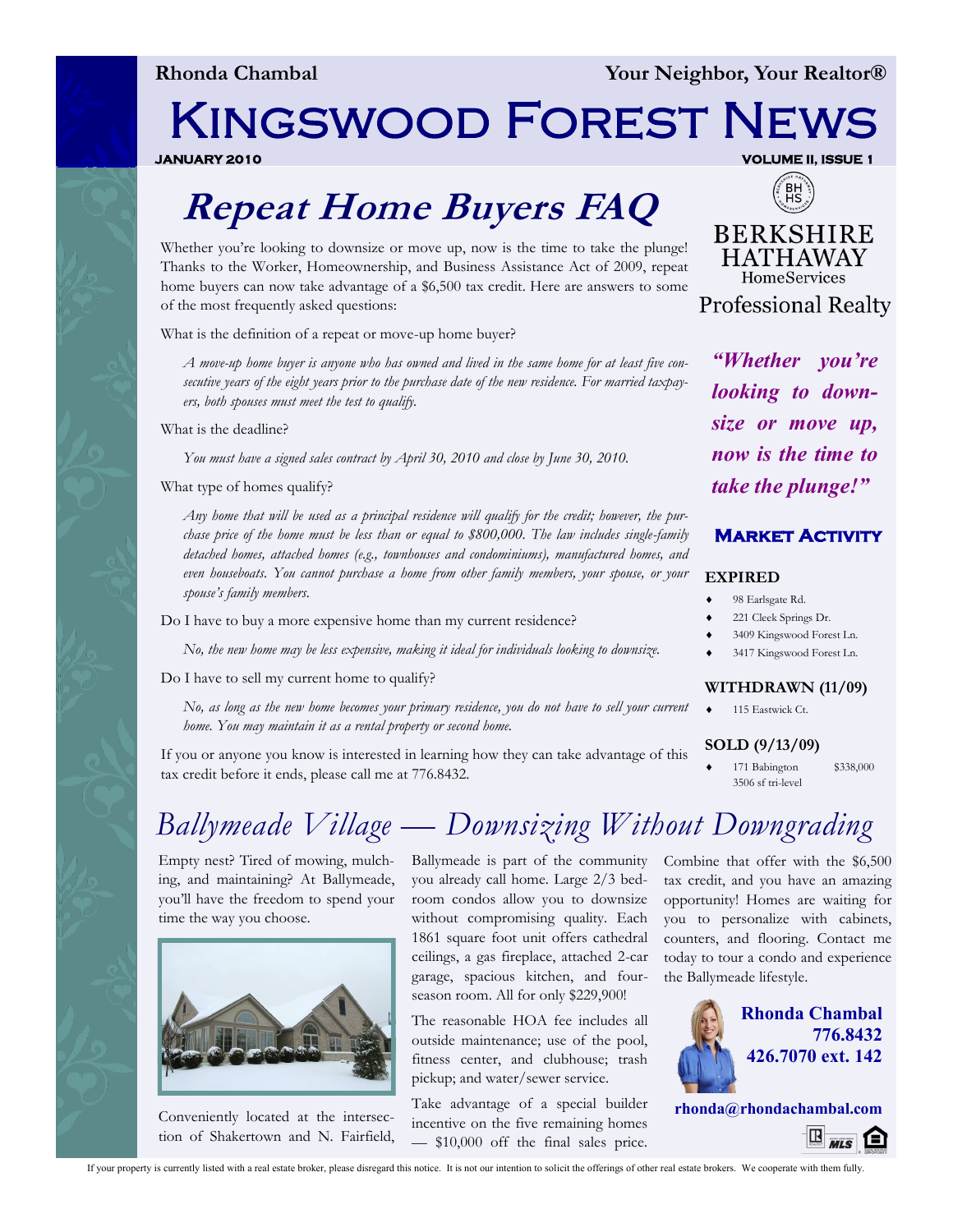Rhonda Chambal — Your Neighbor, Your Realtor®

# Kingswood Forest News

JANUARY 2010 — VOLUME II, ISSUE 1

## Repeat Home Buyers FAQ

Whether you're looking to downsize or move up, now is the time to take the plunge! Thanks to the Worker, Homeownership, and Business Assistance Act of 2009, repeat home buyers can now take advantage of a $6,500 tax credit. Here are answers to some of the most frequently asked questions:

What is the definition of a repeat or move-up home buyer?

*A move-up home buyer is anyone who has owned and lived in the same home for at least five consecutive years of the eight years prior to the purchase date of the new residence. For married taxpayers, both spouses must meet the test to qualify.*

What is the deadline?

*You must have a signed sales contract by April 30, 2010 and close by June 30, 2010.*

What type of homes qualify?

*Any home that will be used as a principal residence will qualify for the credit; however, the purchase price of the home must be less than or equal to $800,000. The law includes single-family detached homes, attached homes (e.g., townhouses and condominiums), manufactured homes, and even houseboats. You cannot purchase a home from other family members, your spouse, or your spouse's family members.*

Do I have to buy a more expensive home than my current residence?

*No, the new home may be less expensive, making it ideal for individuals looking to downsize.*

Do I have to sell my current home to qualify?

*No, as long as the new home becomes your primary residence, you do not have to sell your current home. You may maintain it as a rental property or second home.*

If you or anyone you know is interested in learning how they can take advantage of this tax credit before it ends, please call me at 776.8432.

BERKSHIRE HATHAWAY HomeServices Professional Realty

***"Whether you're looking to downsize or move up, now is the time to take the plunge!"***

### Market Activity

**EXPIRED**

- 98 Earlsgate Rd.
- 221 Cleek Springs Dr.
- 3409 Kingswood Forest Ln.
- 3417 Kingswood Forest Ln.

**WITHDRAWN (11/09)**

- 115 Eastwick Ct.

**SOLD (9/13/09)**

- 171 Babington $338,000
  3506 sf tri-level

## Ballymeade Village — Downsizing Without Downgrading

Empty nest? Tired of mowing, mulching, and maintaining? At Ballymeade, you'll have the freedom to spend your time the way you choose.

Conveniently located at the intersection of Shakertown and N. Fairfield, Ballymeade is part of the community you already call home. Large 2/3 bedroom condos allow you to downsize without compromising quality. Each 1861 square foot unit offers cathedral ceilings, a gas fireplace, attached 2-car garage, spacious kitchen, and four-season room. All for only $229,900!

The reasonable HOA fee includes all outside maintenance; use of the pool, fitness center, and clubhouse; trash pickup; and water/sewer service.

Take advantage of a special builder incentive on the five remaining homes — $10,000 off the final sales price. Combine that offer with the $6,500 tax credit, and you have an amazing opportunity! Homes are waiting for you to personalize with cabinets, counters, and flooring. Contact me today to tour a condo and experience the Ballymeade lifestyle.

**Rhonda Chambal**
**776.8432**
**426.7070 ext. 142**

**rhonda@rhondachambal.com**

If your property is currently listed with a real estate broker, please disregard this notice. It is not our intention to solicit the offerings of other real estate brokers. We cooperate with them fully.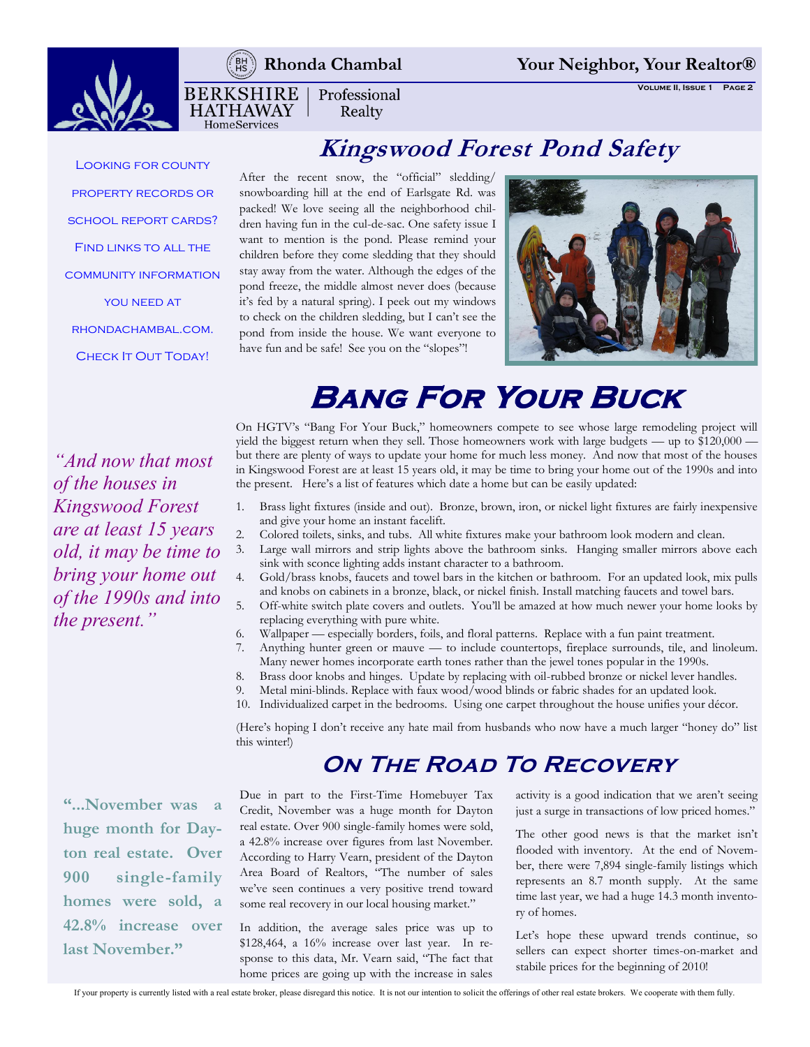Looking for county property records or school report cards? Find links to all the community information you need at rhondachambal.com. Check It Out Today!

## Kingswood Forest Pond Safety

After the recent snow, the "official" sledding/snowboarding hill at the end of Earlsgate Rd. was packed! We love seeing all the neighborhood children having fun in the cul-de-sac. One safety issue I want to mention is the pond. Please remind your children before they come sledding that they should stay away from the water. Although the edges of the pond freeze, the middle almost never does (because it's fed by a natural spring). I peek out my windows to check on the children sledding, but I can't see the pond from inside the house. We want everyone to have fun and be safe! See you on the "slopes"!

# Bang For Your Buck

*"And now that most of the houses in Kingswood Forest are at least 15 years old, it may be time to bring your home out of the 1990s and into the present."*

On HGTV's "Bang For Your Buck," homeowners compete to see whose large remodeling project will yield the biggest return when they sell. Those homeowners work with large budgets — up to $120,000 — but there are plenty of ways to update your home for much less money. And now that most of the houses in Kingswood Forest are at least 15 years old, it may be time to bring your home out of the 1990s and into the present. Here's a list of features which date a home but can be easily updated:

1. Brass light fixtures (inside and out). Bronze, brown, iron, or nickel light fixtures are fairly inexpensive and give your home an instant facelift.
2. Colored toilets, sinks, and tubs. All white fixtures make your bathroom look modern and clean.
3. Large wall mirrors and strip lights above the bathroom sinks. Hanging smaller mirrors above each sink with sconce lighting adds instant character to a bathroom.
4. Gold/brass knobs, faucets and towel bars in the kitchen or bathroom. For an updated look, mix pulls and knobs on cabinets in a bronze, black, or nickel finish. Install matching faucets and towel bars.
5. Off-white switch plate covers and outlets. You'll be amazed at how much newer your home looks by replacing everything with pure white.
6. Wallpaper — especially borders, foils, and floral patterns. Replace with a fun paint treatment.
7. Anything hunter green or mauve — to include countertops, fireplace surrounds, tile, and linoleum. Many newer homes incorporate earth tones rather than the jewel tones popular in the 1990s.
8. Brass door knobs and hinges. Update by replacing with oil-rubbed bronze or nickel lever handles.
9. Metal mini-blinds. Replace with faux wood/wood blinds or fabric shades for an updated look.
10. Individualized carpet in the bedrooms. Using one carpet throughout the house unifies your décor.

(Here's hoping I don't receive any hate mail from husbands who now have a much larger "honey do" list this winter!)

## On The Road To Recovery

**"...November was a huge month for Dayton real estate. Over 900 single-family homes were sold, a 42.8% increase over last November."**

Due in part to the First-Time Homebuyer Tax Credit, November was a huge month for Dayton real estate. Over 900 single-family homes were sold, a 42.8% increase over figures from last November. According to Harry Vearn, president of the Dayton Area Board of Realtors, "The number of sales we've seen continues a very positive trend toward some real recovery in our local housing market."

In addition, the average sales price was up to $128,464, a 16% increase over last year. In response to this data, Mr. Vearn said, "The fact that home prices are going up with the increase in sales activity is a good indication that we aren't seeing just a surge in transactions of low priced homes."

The other good news is that the market isn't flooded with inventory. At the end of November, there were 7,894 single-family listings which represents an 8.7 month supply. At the same time last year, we had a huge 14.3 month inventory of homes.

Let's hope these upward trends continue, so sellers can expect shorter times-on-market and stabile prices for the beginning of 2010!

If your property is currently listed with a real estate broker, please disregard this notice. It is not our intention to solicit the offerings of other real estate brokers. We cooperate with them fully.